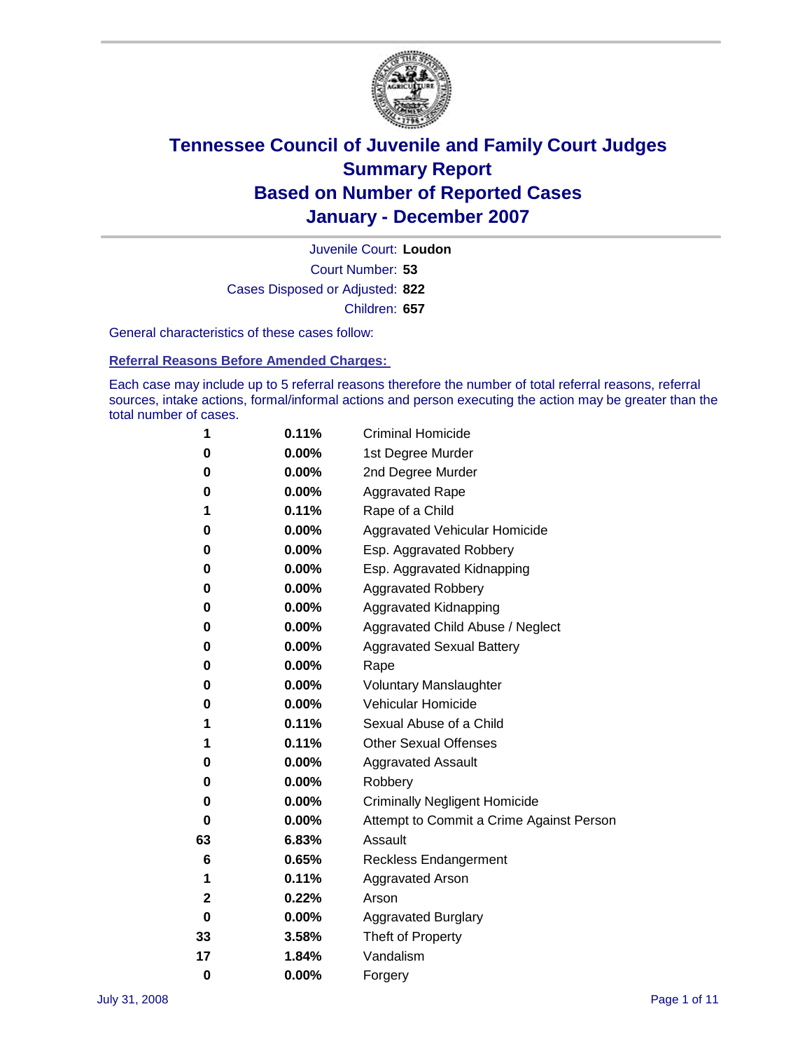# Tennessee Council of Juvenile and Family Court Judges
## Summary Report
## Based on Number of Reported Cases
## January - December 2007

Juvenile Court: **Loudon**

Court Number: **53**

Cases Disposed or Adjusted: **822**

Children: **657**

General characteristics of these cases follow:

### Referral Reasons Before Amended Charges:

Each case may include up to 5 referral reasons therefore the number of total referral reasons, referral sources, intake actions, formal/informal actions and person executing the action may be greater than the total number of cases.

| Count | Percent | Referral Reason |
|---|---|---|
| 1 | 0.11% | Criminal Homicide |
| 0 | 0.00% | 1st Degree Murder |
| 0 | 0.00% | 2nd Degree Murder |
| 0 | 0.00% | Aggravated Rape |
| 1 | 0.11% | Rape of a Child |
| 0 | 0.00% | Aggravated Vehicular Homicide |
| 0 | 0.00% | Esp. Aggravated Robbery |
| 0 | 0.00% | Esp. Aggravated Kidnapping |
| 0 | 0.00% | Aggravated Robbery |
| 0 | 0.00% | Aggravated Kidnapping |
| 0 | 0.00% | Aggravated Child Abuse / Neglect |
| 0 | 0.00% | Aggravated Sexual Battery |
| 0 | 0.00% | Rape |
| 0 | 0.00% | Voluntary Manslaughter |
| 0 | 0.00% | Vehicular Homicide |
| 1 | 0.11% | Sexual Abuse of a Child |
| 1 | 0.11% | Other Sexual Offenses |
| 0 | 0.00% | Aggravated Assault |
| 0 | 0.00% | Robbery |
| 0 | 0.00% | Criminally Negligent Homicide |
| 0 | 0.00% | Attempt to Commit a Crime Against Person |
| 63 | 6.83% | Assault |
| 6 | 0.65% | Reckless Endangerment |
| 1 | 0.11% | Aggravated Arson |
| 2 | 0.22% | Arson |
| 0 | 0.00% | Aggravated Burglary |
| 33 | 3.58% | Theft of Property |
| 17 | 1.84% | Vandalism |
| 0 | 0.00% | Forgery |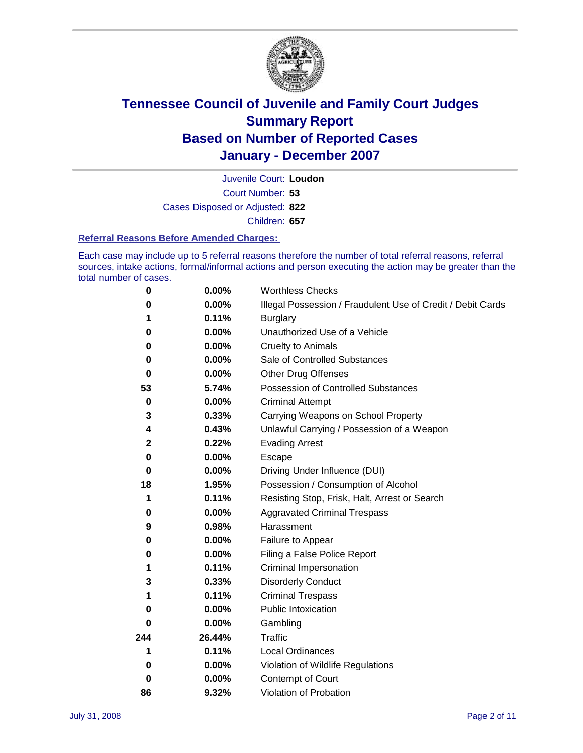# Tennessee Council of Juvenile and Family Court Judges
## Summary Report
## Based on Number of Reported Cases
## January - December 2007

Juvenile Court: **Loudon**

Court Number: **53**

Cases Disposed or Adjusted: **822**

Children: **657**

### Referral Reasons Before Amended Charges:

Each case may include up to 5 referral reasons therefore the number of total referral reasons, referral sources, intake actions, formal/informal actions and person executing the action may be greater than the total number of cases.

| | | |
|---|---|---|
| 0 | 0.00% | Worthless Checks |
| 0 | 0.00% | Illegal Possession / Fraudulent Use of Credit / Debit Cards |
| 1 | 0.11% | Burglary |
| 0 | 0.00% | Unauthorized Use of a Vehicle |
| 0 | 0.00% | Cruelty to Animals |
| 0 | 0.00% | Sale of Controlled Substances |
| 0 | 0.00% | Other Drug Offenses |
| 53 | 5.74% | Possession of Controlled Substances |
| 0 | 0.00% | Criminal Attempt |
| 3 | 0.33% | Carrying Weapons on School Property |
| 4 | 0.43% | Unlawful Carrying / Possession of a Weapon |
| 2 | 0.22% | Evading Arrest |
| 0 | 0.00% | Escape |
| 0 | 0.00% | Driving Under Influence (DUI) |
| 18 | 1.95% | Possession / Consumption of Alcohol |
| 1 | 0.11% | Resisting Stop, Frisk, Halt, Arrest or Search |
| 0 | 0.00% | Aggravated Criminal Trespass |
| 9 | 0.98% | Harassment |
| 0 | 0.00% | Failure to Appear |
| 0 | 0.00% | Filing a False Police Report |
| 1 | 0.11% | Criminal Impersonation |
| 3 | 0.33% | Disorderly Conduct |
| 1 | 0.11% | Criminal Trespass |
| 0 | 0.00% | Public Intoxication |
| 0 | 0.00% | Gambling |
| 244 | 26.44% | Traffic |
| 1 | 0.11% | Local Ordinances |
| 0 | 0.00% | Violation of Wildlife Regulations |
| 0 | 0.00% | Contempt of Court |
| 86 | 9.32% | Violation of Probation |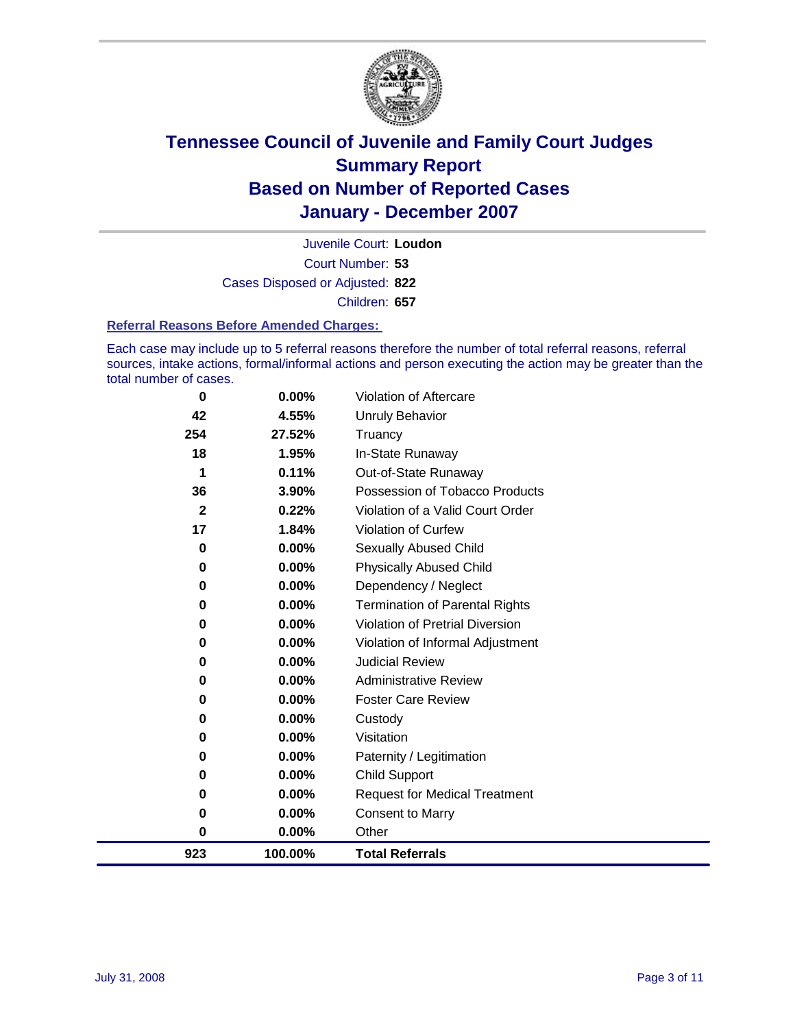# Tennessee Council of Juvenile and Family Court Judges
## Summary Report
## Based on Number of Reported Cases
## January - December 2007

Juvenile Court: **Loudon**

Court Number: **53**

Cases Disposed or Adjusted: **822**

Children: **657**

### Referral Reasons Before Amended Charges:

Each case may include up to 5 referral reasons therefore the number of total referral reasons, referral sources, intake actions, formal/informal actions and person executing the action may be greater than the total number of cases.

| Count | Percent | Referral Reason |
|---|---|---|
| 0 | 0.00% | Violation of Aftercare |
| 42 | 4.55% | Unruly Behavior |
| 254 | 27.52% | Truancy |
| 18 | 1.95% | In-State Runaway |
| 1 | 0.11% | Out-of-State Runaway |
| 36 | 3.90% | Possession of Tobacco Products |
| 2 | 0.22% | Violation of a Valid Court Order |
| 17 | 1.84% | Violation of Curfew |
| 0 | 0.00% | Sexually Abused Child |
| 0 | 0.00% | Physically Abused Child |
| 0 | 0.00% | Dependency / Neglect |
| 0 | 0.00% | Termination of Parental Rights |
| 0 | 0.00% | Violation of Pretrial Diversion |
| 0 | 0.00% | Violation of Informal Adjustment |
| 0 | 0.00% | Judicial Review |
| 0 | 0.00% | Administrative Review |
| 0 | 0.00% | Foster Care Review |
| 0 | 0.00% | Custody |
| 0 | 0.00% | Visitation |
| 0 | 0.00% | Paternity / Legitimation |
| 0 | 0.00% | Child Support |
| 0 | 0.00% | Request for Medical Treatment |
| 0 | 0.00% | Consent to Marry |
| 0 | 0.00% | Other |
| **923** | **100.00%** | **Total Referrals** |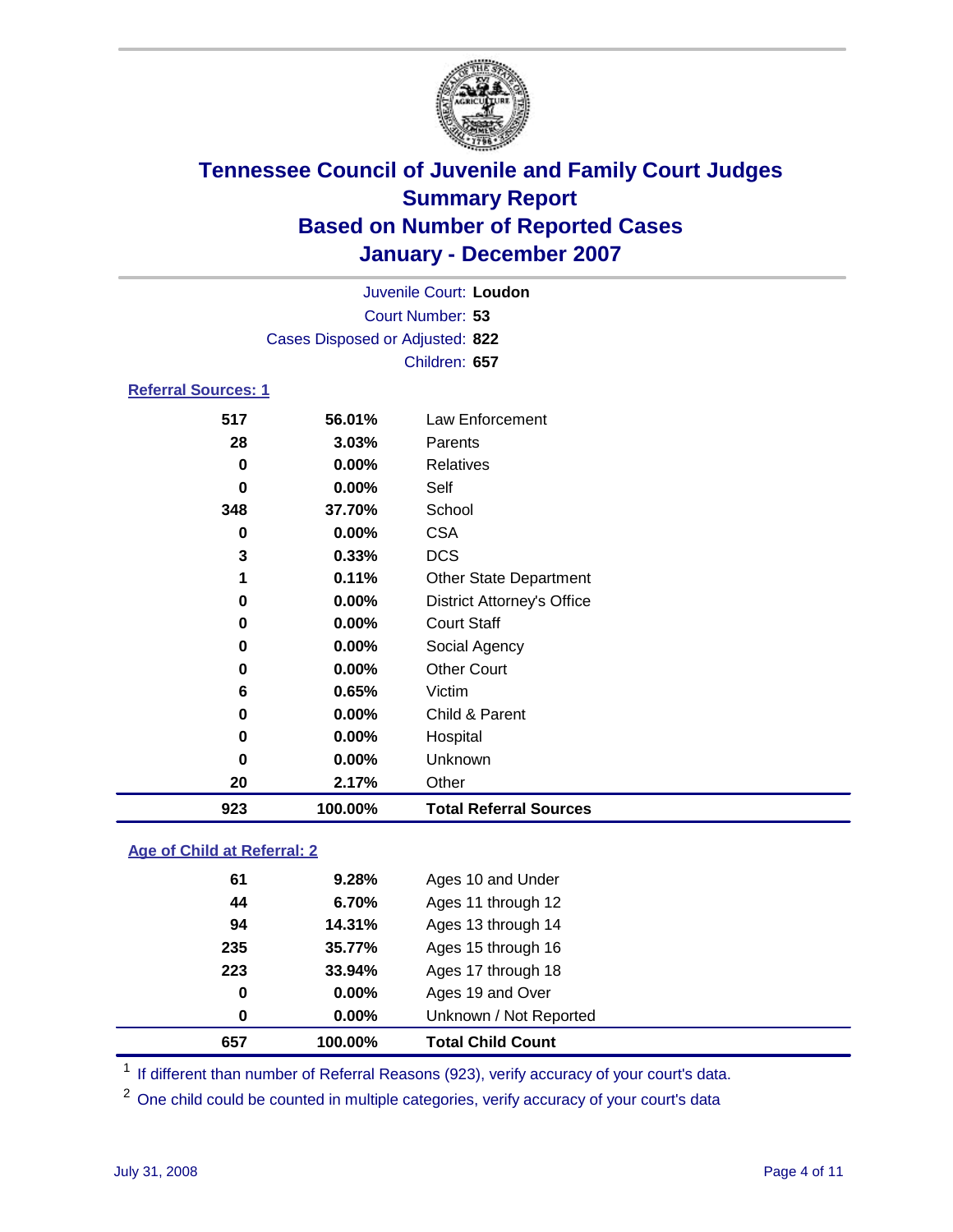# Tennessee Council of Juvenile and Family Court Judges
## Summary Report
## Based on Number of Reported Cases
## January - December 2007

Juvenile Court: **Loudon**
Court Number: **53**
Cases Disposed or Adjusted: **822**
Children: **657**

### Referral Sources: 1

| | | |
|---|---|---|
| 517 | 56.01% | Law Enforcement |
| 28 | 3.03% | Parents |
| 0 | 0.00% | Relatives |
| 0 | 0.00% | Self |
| 348 | 37.70% | School |
| 0 | 0.00% | CSA |
| 3 | 0.33% | DCS |
| 1 | 0.11% | Other State Department |
| 0 | 0.00% | District Attorney's Office |
| 0 | 0.00% | Court Staff |
| 0 | 0.00% | Social Agency |
| 0 | 0.00% | Other Court |
| 6 | 0.65% | Victim |
| 0 | 0.00% | Child & Parent |
| 0 | 0.00% | Hospital |
| 0 | 0.00% | Unknown |
| 20 | 2.17% | Other |
| **923** | **100.00%** | **Total Referral Sources** |

### Age of Child at Referral: 2

| | | |
|---|---|---|
| 61 | 9.28% | Ages 10 and Under |
| 44 | 6.70% | Ages 11 through 12 |
| 94 | 14.31% | Ages 13 through 14 |
| 235 | 35.77% | Ages 15 through 16 |
| 223 | 33.94% | Ages 17 through 18 |
| 0 | 0.00% | Ages 19 and Over |
| 0 | 0.00% | Unknown / Not Reported |
| **657** | **100.00%** | **Total Child Count** |

[1] If different than number of Referral Reasons (923), verify accuracy of your court's data.

[2] One child could be counted in multiple categories, verify accuracy of your court's data

July 31, 2008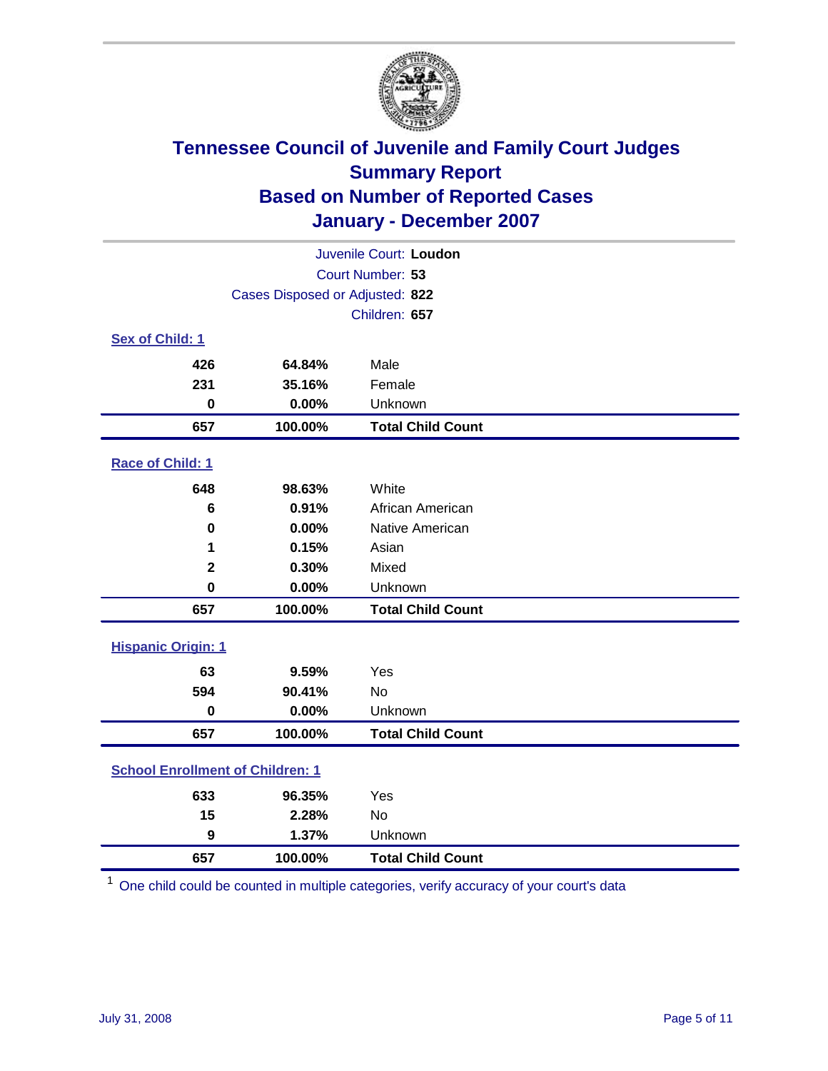# Tennessee Council of Juvenile and Family Court Judges
## Summary Report
## Based on Number of Reported Cases
## January - December 2007

Juvenile Court: **Loudon**
Court Number: **53**
Cases Disposed or Adjusted: **822**
Children: **657**

### Sex of Child: 1

| Count | Percent | Category |
|---|---|---|
| 426 | 64.84% | Male |
| 231 | 35.16% | Female |
| 0 | 0.00% | Unknown |
| **657** | **100.00%** | **Total Child Count** |

### Race of Child: 1

| Count | Percent | Category |
|---|---|---|
| 648 | 98.63% | White |
| 6 | 0.91% | African American |
| 0 | 0.00% | Native American |
| 1 | 0.15% | Asian |
| 2 | 0.30% | Mixed |
| 0 | 0.00% | Unknown |
| **657** | **100.00%** | **Total Child Count** |

### Hispanic Origin: 1

| Count | Percent | Category |
|---|---|---|
| 63 | 9.59% | Yes |
| 594 | 90.41% | No |
| 0 | 0.00% | Unknown |
| **657** | **100.00%** | **Total Child Count** |

### School Enrollment of Children: 1

| Count | Percent | Category |
|---|---|---|
| 633 | 96.35% | Yes |
| 15 | 2.28% | No |
| 9 | 1.37% | Unknown |
| **657** | **100.00%** | **Total Child Count** |

[1] One child could be counted in multiple categories, verify accuracy of your court's data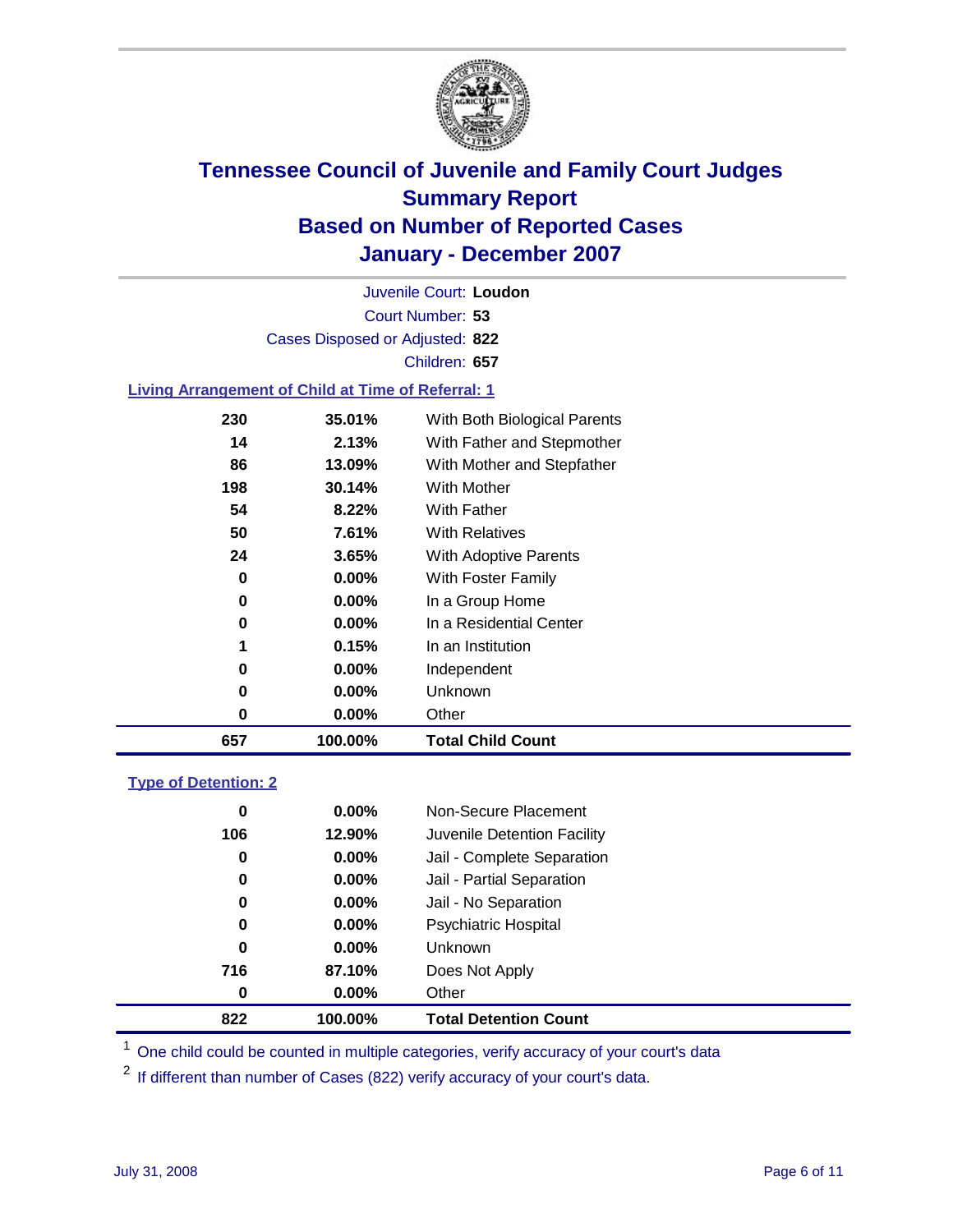# Tennessee Council of Juvenile and Family Court Judges
## Summary Report
## Based on Number of Reported Cases
## January - December 2007

Juvenile Court: **Loudon**
Court Number: **53**
Cases Disposed or Adjusted: **822**
Children: **657**

### Living Arrangement of Child at Time of Referral: 1

| Count | Percent | Category |
|---|---|---|
| 230 | 35.01% | With Both Biological Parents |
| 14 | 2.13% | With Father and Stepmother |
| 86 | 13.09% | With Mother and Stepfather |
| 198 | 30.14% | With Mother |
| 54 | 8.22% | With Father |
| 50 | 7.61% | With Relatives |
| 24 | 3.65% | With Adoptive Parents |
| 0 | 0.00% | With Foster Family |
| 0 | 0.00% | In a Group Home |
| 0 | 0.00% | In a Residential Center |
| 1 | 0.15% | In an Institution |
| 0 | 0.00% | Independent |
| 0 | 0.00% | Unknown |
| 0 | 0.00% | Other |
| **657** | **100.00%** | **Total Child Count** |

### Type of Detention: 2

| Count | Percent | Category |
|---|---|---|
| 0 | 0.00% | Non-Secure Placement |
| 106 | 12.90% | Juvenile Detention Facility |
| 0 | 0.00% | Jail - Complete Separation |
| 0 | 0.00% | Jail - Partial Separation |
| 0 | 0.00% | Jail - No Separation |
| 0 | 0.00% | Psychiatric Hospital |
| 0 | 0.00% | Unknown |
| 716 | 87.10% | Does Not Apply |
| 0 | 0.00% | Other |
| **822** | **100.00%** | **Total Detention Count** |

[1] One child could be counted in multiple categories, verify accuracy of your court's data

[2] If different than number of Cases (822) verify accuracy of your court's data.

July 31, 2008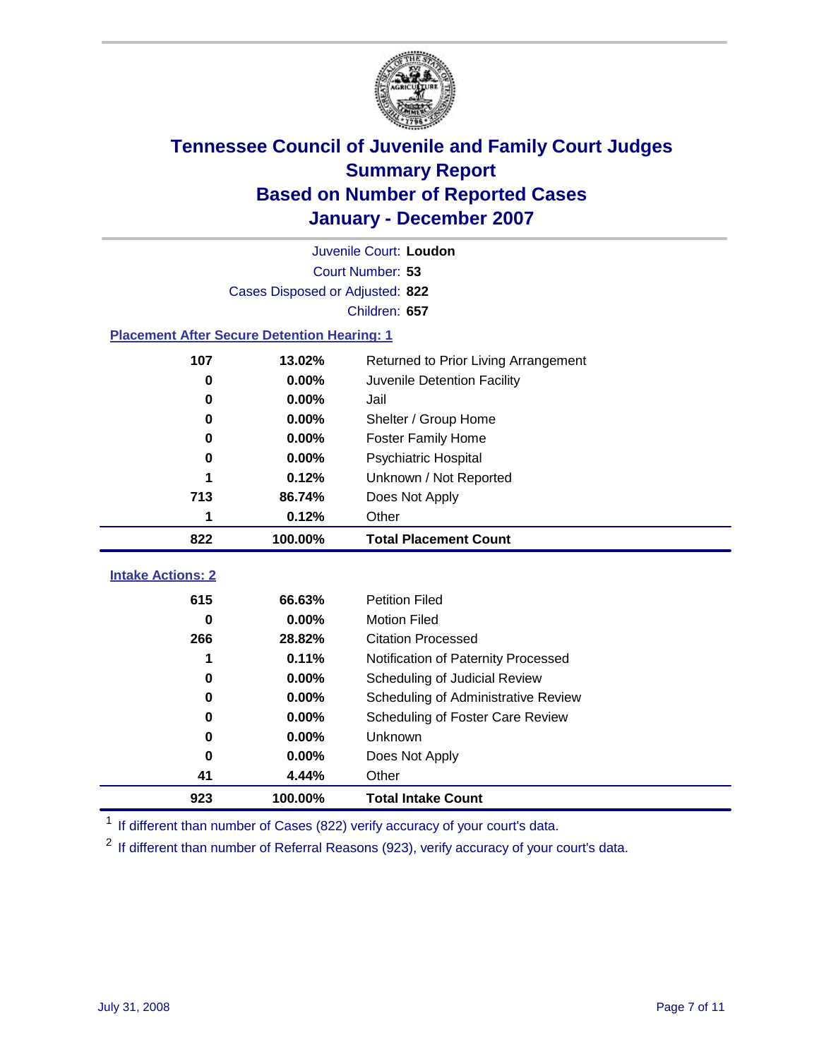# Tennessee Council of Juvenile and Family Court Judges
## Summary Report
## Based on Number of Reported Cases
## January - December 2007

Juvenile Court: **Loudon**
Court Number: **53**
Cases Disposed or Adjusted: **822**
Children: **657**

### Placement After Secure Detention Hearing: 1

| Count | Percent | Placement |
|---|---|---|
| 107 | 13.02% | Returned to Prior Living Arrangement |
| 0 | 0.00% | Juvenile Detention Facility |
| 0 | 0.00% | Jail |
| 0 | 0.00% | Shelter / Group Home |
| 0 | 0.00% | Foster Family Home |
| 0 | 0.00% | Psychiatric Hospital |
| 1 | 0.12% | Unknown / Not Reported |
| 713 | 86.74% | Does Not Apply |
| 1 | 0.12% | Other |
| **822** | **100.00%** | **Total Placement Count** |

### Intake Actions: 2

| Count | Percent | Intake Action |
|---|---|---|
| 615 | 66.63% | Petition Filed |
| 0 | 0.00% | Motion Filed |
| 266 | 28.82% | Citation Processed |
| 1 | 0.11% | Notification of Paternity Processed |
| 0 | 0.00% | Scheduling of Judicial Review |
| 0 | 0.00% | Scheduling of Administrative Review |
| 0 | 0.00% | Scheduling of Foster Care Review |
| 0 | 0.00% | Unknown |
| 0 | 0.00% | Does Not Apply |
| 41 | 4.44% | Other |
| **923** | **100.00%** | **Total Intake Count** |

[1] If different than number of Cases (822) verify accuracy of your court's data.

[2] If different than number of Referral Reasons (923), verify accuracy of your court's data.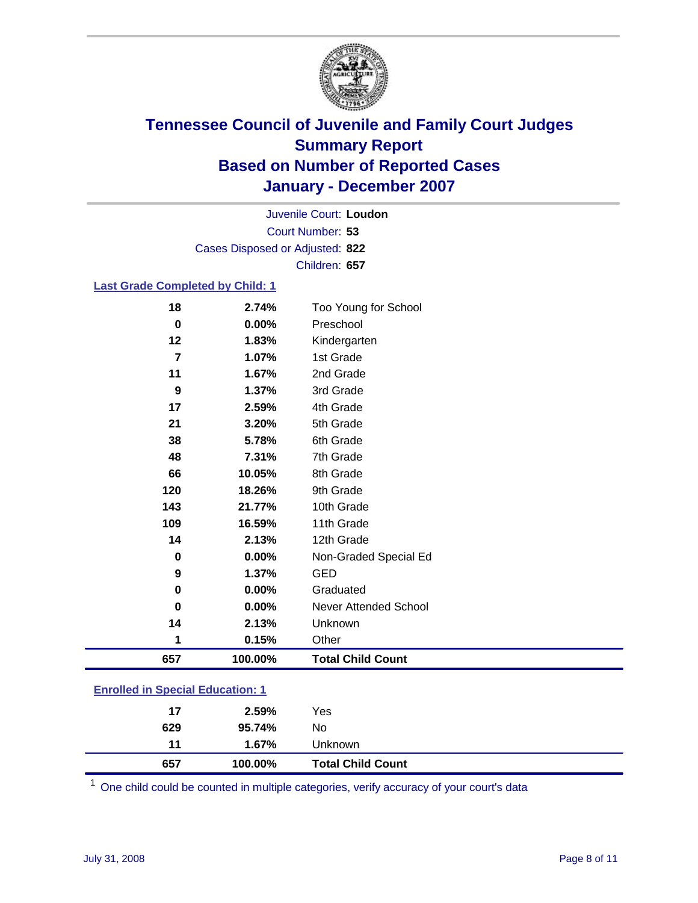# Tennessee Council of Juvenile and Family Court Judges
## Summary Report
## Based on Number of Reported Cases
## January - December 2007

Juvenile Court: **Loudon**
Court Number: **53**
Cases Disposed or Adjusted: **822**
Children: **657**

### Last Grade Completed by Child: 1

| | | |
|---|---|---|
| 18 | 2.74% | Too Young for School |
| 0 | 0.00% | Preschool |
| 12 | 1.83% | Kindergarten |
| 7 | 1.07% | 1st Grade |
| 11 | 1.67% | 2nd Grade |
| 9 | 1.37% | 3rd Grade |
| 17 | 2.59% | 4th Grade |
| 21 | 3.20% | 5th Grade |
| 38 | 5.78% | 6th Grade |
| 48 | 7.31% | 7th Grade |
| 66 | 10.05% | 8th Grade |
| 120 | 18.26% | 9th Grade |
| 143 | 21.77% | 10th Grade |
| 109 | 16.59% | 11th Grade |
| 14 | 2.13% | 12th Grade |
| 0 | 0.00% | Non-Graded Special Ed |
| 9 | 1.37% | GED |
| 0 | 0.00% | Graduated |
| 0 | 0.00% | Never Attended School |
| 14 | 2.13% | Unknown |
| 1 | 0.15% | Other |
| **657** | **100.00%** | **Total Child Count** |

### Enrolled in Special Education: 1

| | | |
|---|---|---|
| 17 | 2.59% | Yes |
| 629 | 95.74% | No |
| 11 | 1.67% | Unknown |
| **657** | **100.00%** | **Total Child Count** |

[1] One child could be counted in multiple categories, verify accuracy of your court's data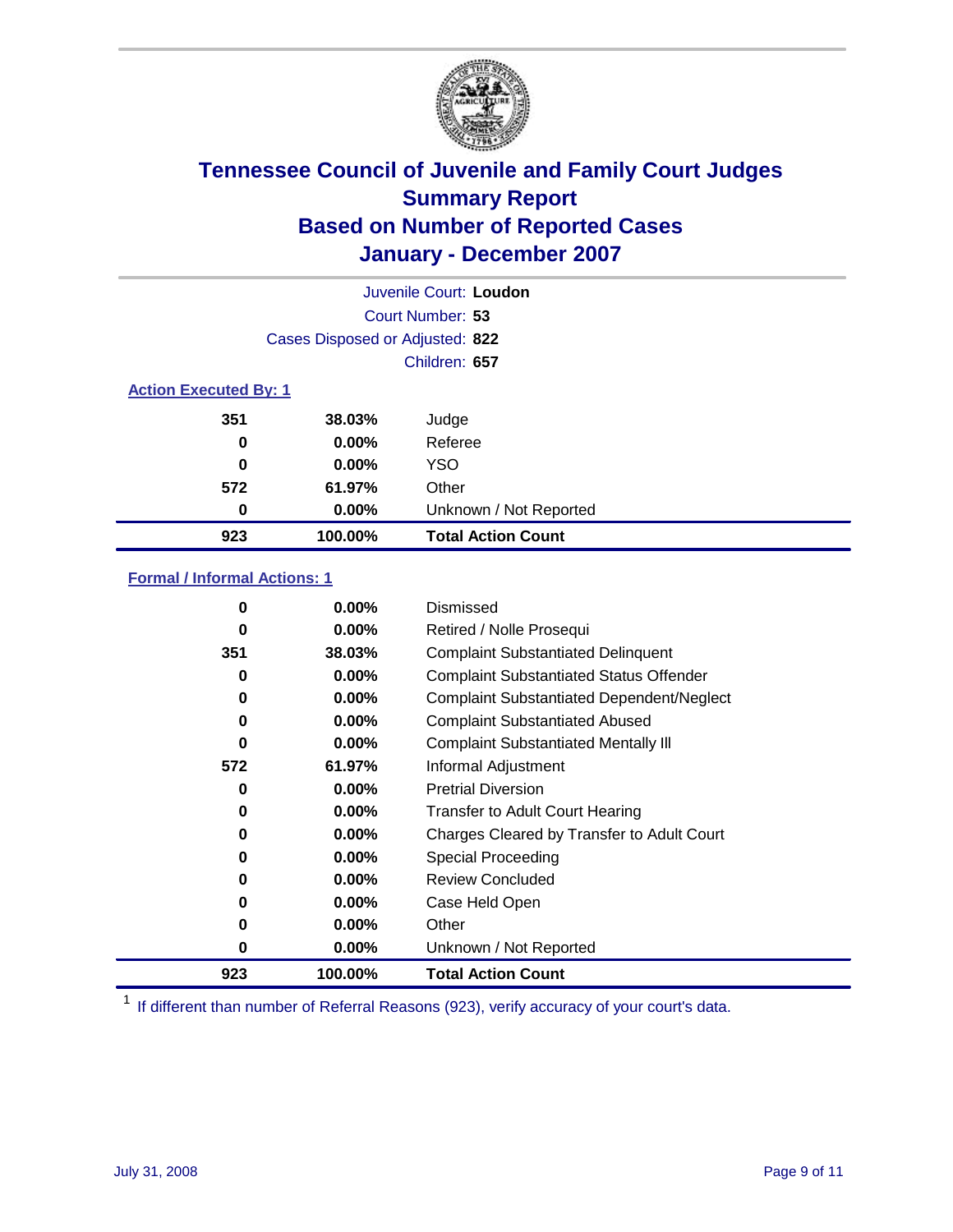# Tennessee Council of Juvenile and Family Court Judges
## Summary Report
## Based on Number of Reported Cases
## January - December 2007

Juvenile Court: **Loudon**

Court Number: **53**

Cases Disposed or Adjusted: **822**

Children: **657**

### Action Executed By: 1

| | | |
|---|---|---|
| 351 | 38.03% | Judge |
| 0 | 0.00% | Referee |
| 0 | 0.00% | YSO |
| 572 | 61.97% | Other |
| 0 | 0.00% | Unknown / Not Reported |
| **923** | **100.00%** | **Total Action Count** |

### Formal / Informal Actions: 1

| | | |
|---|---|---|
| 0 | 0.00% | Dismissed |
| 0 | 0.00% | Retired / Nolle Prosequi |
| 351 | 38.03% | Complaint Substantiated Delinquent |
| 0 | 0.00% | Complaint Substantiated Status Offender |
| 0 | 0.00% | Complaint Substantiated Dependent/Neglect |
| 0 | 0.00% | Complaint Substantiated Abused |
| 0 | 0.00% | Complaint Substantiated Mentally Ill |
| 572 | 61.97% | Informal Adjustment |
| 0 | 0.00% | Pretrial Diversion |
| 0 | 0.00% | Transfer to Adult Court Hearing |
| 0 | 0.00% | Charges Cleared by Transfer to Adult Court |
| 0 | 0.00% | Special Proceeding |
| 0 | 0.00% | Review Concluded |
| 0 | 0.00% | Case Held Open |
| 0 | 0.00% | Other |
| 0 | 0.00% | Unknown / Not Reported |
| **923** | **100.00%** | **Total Action Count** |

[1] If different than number of Referral Reasons (923), verify accuracy of your court's data.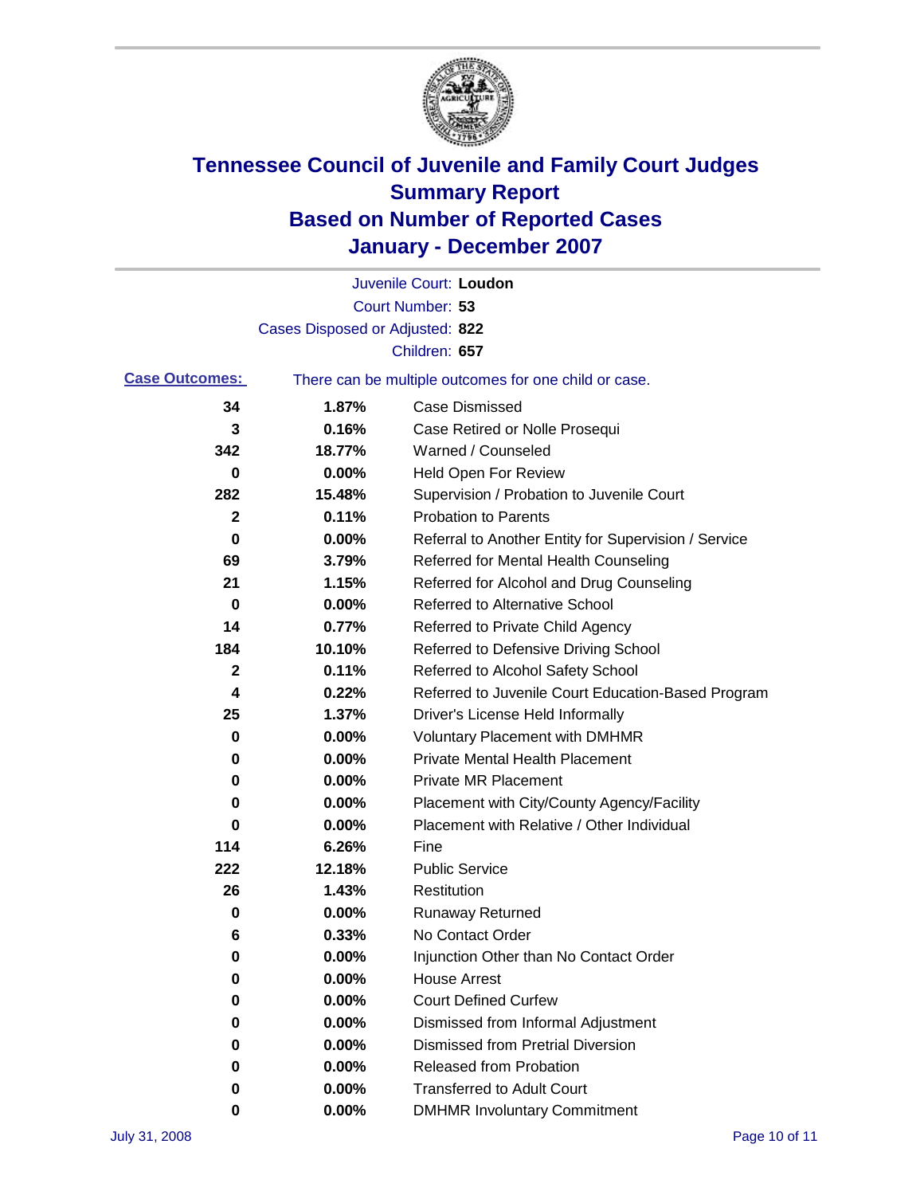# Tennessee Council of Juvenile and Family Court Judges
## Summary Report
## Based on Number of Reported Cases
## January - December 2007

Juvenile Court: **Loudon**
Court Number: **53**
Cases Disposed or Adjusted: **822**
Children: **657**

**Case Outcomes:** There can be multiple outcomes for one child or case.

| Count | Percent | Outcome |
|---|---|---|
| 34 | 1.87% | Case Dismissed |
| 3 | 0.16% | Case Retired or Nolle Prosequi |
| 342 | 18.77% | Warned / Counseled |
| 0 | 0.00% | Held Open For Review |
| 282 | 15.48% | Supervision / Probation to Juvenile Court |
| 2 | 0.11% | Probation to Parents |
| 0 | 0.00% | Referral to Another Entity for Supervision / Service |
| 69 | 3.79% | Referred for Mental Health Counseling |
| 21 | 1.15% | Referred for Alcohol and Drug Counseling |
| 0 | 0.00% | Referred to Alternative School |
| 14 | 0.77% | Referred to Private Child Agency |
| 184 | 10.10% | Referred to Defensive Driving School |
| 2 | 0.11% | Referred to Alcohol Safety School |
| 4 | 0.22% | Referred to Juvenile Court Education-Based Program |
| 25 | 1.37% | Driver's License Held Informally |
| 0 | 0.00% | Voluntary Placement with DMHMR |
| 0 | 0.00% | Private Mental Health Placement |
| 0 | 0.00% | Private MR Placement |
| 0 | 0.00% | Placement with City/County Agency/Facility |
| 0 | 0.00% | Placement with Relative / Other Individual |
| 114 | 6.26% | Fine |
| 222 | 12.18% | Public Service |
| 26 | 1.43% | Restitution |
| 0 | 0.00% | Runaway Returned |
| 6 | 0.33% | No Contact Order |
| 0 | 0.00% | Injunction Other than No Contact Order |
| 0 | 0.00% | House Arrest |
| 0 | 0.00% | Court Defined Curfew |
| 0 | 0.00% | Dismissed from Informal Adjustment |
| 0 | 0.00% | Dismissed from Pretrial Diversion |
| 0 | 0.00% | Released from Probation |
| 0 | 0.00% | Transferred to Adult Court |
| 0 | 0.00% | DMHMR Involuntary Commitment |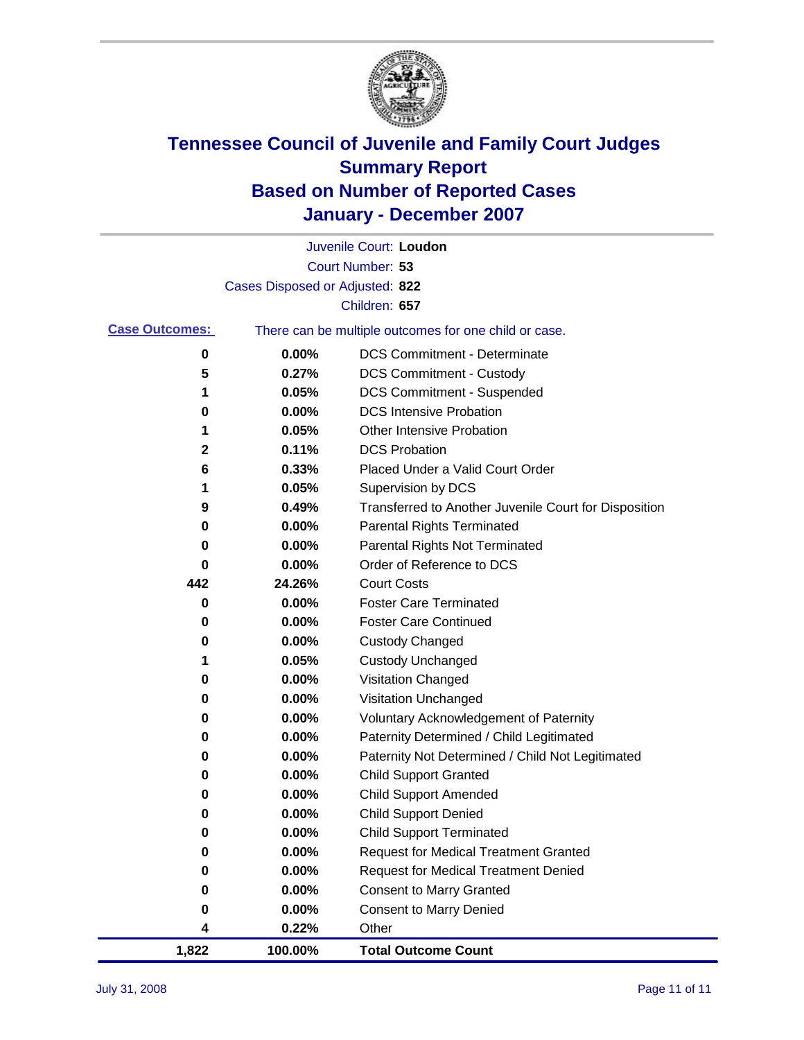# Tennessee Council of Juvenile and Family Court Judges
## Summary Report
## Based on Number of Reported Cases
## January - December 2007

Juvenile Court: **Loudon**

Court Number: **53**

Cases Disposed or Adjusted: **822**

Children: **657**

**Case Outcomes:** There can be multiple outcomes for one child or case.

| | | |
|---|---|---|
| 0 | 0.00% | DCS Commitment - Determinate |
| 5 | 0.27% | DCS Commitment - Custody |
| 1 | 0.05% | DCS Commitment - Suspended |
| 0 | 0.00% | DCS Intensive Probation |
| 1 | 0.05% | Other Intensive Probation |
| 2 | 0.11% | DCS Probation |
| 6 | 0.33% | Placed Under a Valid Court Order |
| 1 | 0.05% | Supervision by DCS |
| 9 | 0.49% | Transferred to Another Juvenile Court for Disposition |
| 0 | 0.00% | Parental Rights Terminated |
| 0 | 0.00% | Parental Rights Not Terminated |
| 0 | 0.00% | Order of Reference to DCS |
| 442 | 24.26% | Court Costs |
| 0 | 0.00% | Foster Care Terminated |
| 0 | 0.00% | Foster Care Continued |
| 0 | 0.00% | Custody Changed |
| 1 | 0.05% | Custody Unchanged |
| 0 | 0.00% | Visitation Changed |
| 0 | 0.00% | Visitation Unchanged |
| 0 | 0.00% | Voluntary Acknowledgement of Paternity |
| 0 | 0.00% | Paternity Determined / Child Legitimated |
| 0 | 0.00% | Paternity Not Determined / Child Not Legitimated |
| 0 | 0.00% | Child Support Granted |
| 0 | 0.00% | Child Support Amended |
| 0 | 0.00% | Child Support Denied |
| 0 | 0.00% | Child Support Terminated |
| 0 | 0.00% | Request for Medical Treatment Granted |
| 0 | 0.00% | Request for Medical Treatment Denied |
| 0 | 0.00% | Consent to Marry Granted |
| 0 | 0.00% | Consent to Marry Denied |
| 4 | 0.22% | Other |
| **1,822** | **100.00%** | **Total Outcome Count** |

July 31, 2008